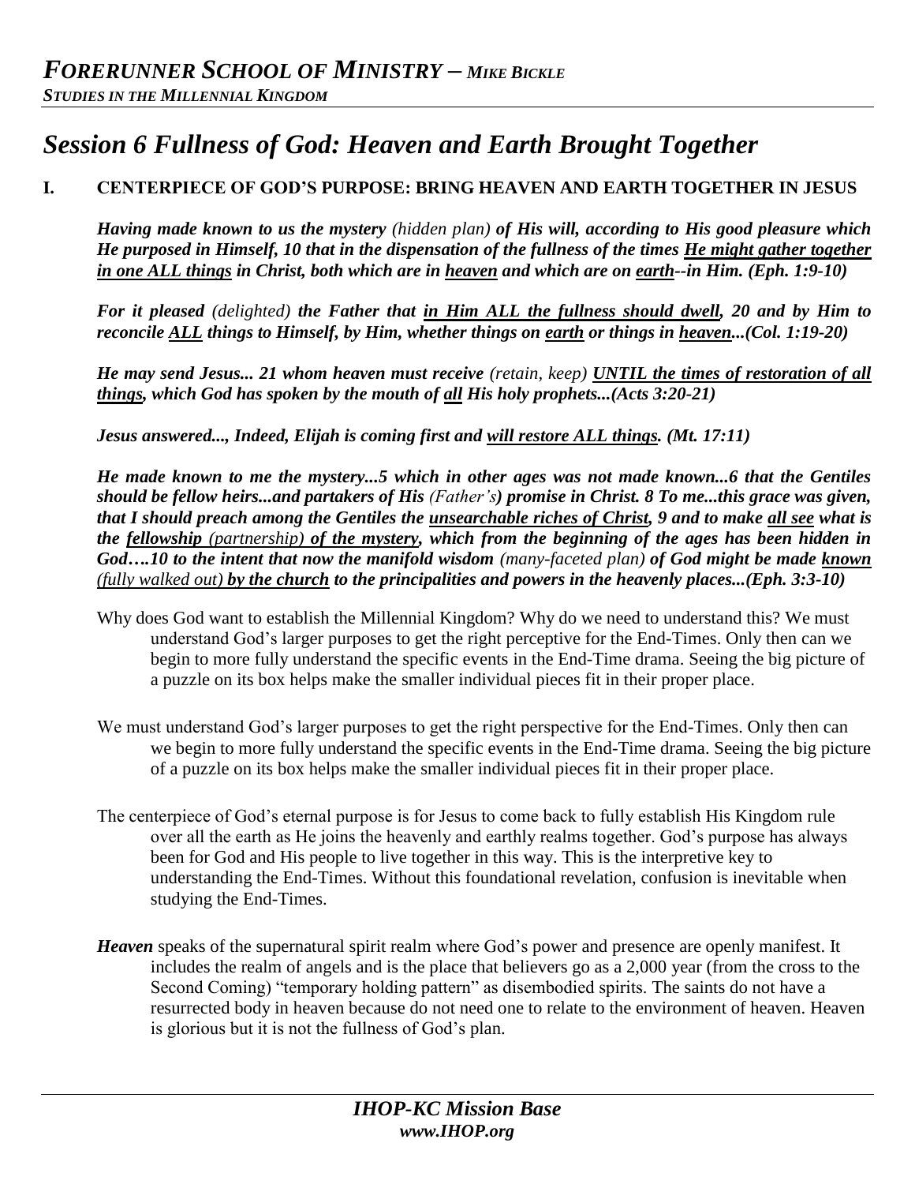# *Session 6 Fullness of God: Heaven and Earth Brought Together*

## I. CENTERPIECE OF GOD'S PURPOSE: BRING HEAVEN AND EARTH TOGETHER IN JESUS

***Having made known to us the mystery** (hidden plan) **of His will, according to His good pleasure which He purposed in Himself, 10 that in the dispensation of the fullness of the times <u>He might gather together in one ALL things</u> in Christ, both which are in <u>heaven</u> and which are on <u>earth</u>--in Him. (Eph. 1:9-10)***

***For it pleased** (delighted) **the Father that <u>in Him ALL the fullness should dwell</u>, 20 and by Him to reconcile <u>ALL</u> things to Himself, by Him, whether things on <u>earth</u> or things in <u>heaven</u>...(Col. 1:19-20)***

***He may send Jesus... 21 whom heaven must receive** (retain, keep) **<u>UNTIL the times of restoration of all things</u>, which God has spoken by the mouth of <u>all</u> His holy prophets...(Acts 3:20-21)***

***Jesus answered..., Indeed, Elijah is coming first and <u>will restore ALL things</u>. (Mt. 17:11)***

***He made known to me the mystery...5 which in other ages was not made known...6 that the Gentiles should be fellow heirs...and partakers of His** (Father's) **promise in Christ. 8 To me...this grace was given, that I should preach among the Gentiles the <u>unsearchable riches of Christ</u>, 9 and to make <u>all see</u> what is the <u>fellowship</u>** <u>(partnership)</u> **<u>of the mystery</u>, which from the beginning of the ages has been hidden in God….10 to the intent that now the manifold wisdom** (many-faceted plan) **of God might be made <u>known</u>** <u>(fully walked out)</u> **<u>by the church</u> to the principalities and powers in the heavenly places...(Eph. 3:3-10)***

Why does God want to establish the Millennial Kingdom? Why do we need to understand this? We must understand God's larger purposes to get the right perceptive for the End-Times. Only then can we begin to more fully understand the specific events in the End-Time drama. Seeing the big picture of a puzzle on its box helps make the smaller individual pieces fit in their proper place.

We must understand God's larger purposes to get the right perspective for the End-Times. Only then can we begin to more fully understand the specific events in the End-Time drama. Seeing the big picture of a puzzle on its box helps make the smaller individual pieces fit in their proper place.

The centerpiece of God's eternal purpose is for Jesus to come back to fully establish His Kingdom rule over all the earth as He joins the heavenly and earthly realms together. God's purpose has always been for God and His people to live together in this way. This is the interpretive key to understanding the End-Times. Without this foundational revelation, confusion is inevitable when studying the End-Times.

***Heaven*** speaks of the supernatural spirit realm where God's power and presence are openly manifest. It includes the realm of angels and is the place that believers go as a 2,000 year (from the cross to the Second Coming) "temporary holding pattern" as disembodied spirits. The saints do not have a resurrected body in heaven because do not need one to relate to the environment of heaven. Heaven is glorious but it is not the fullness of God's plan.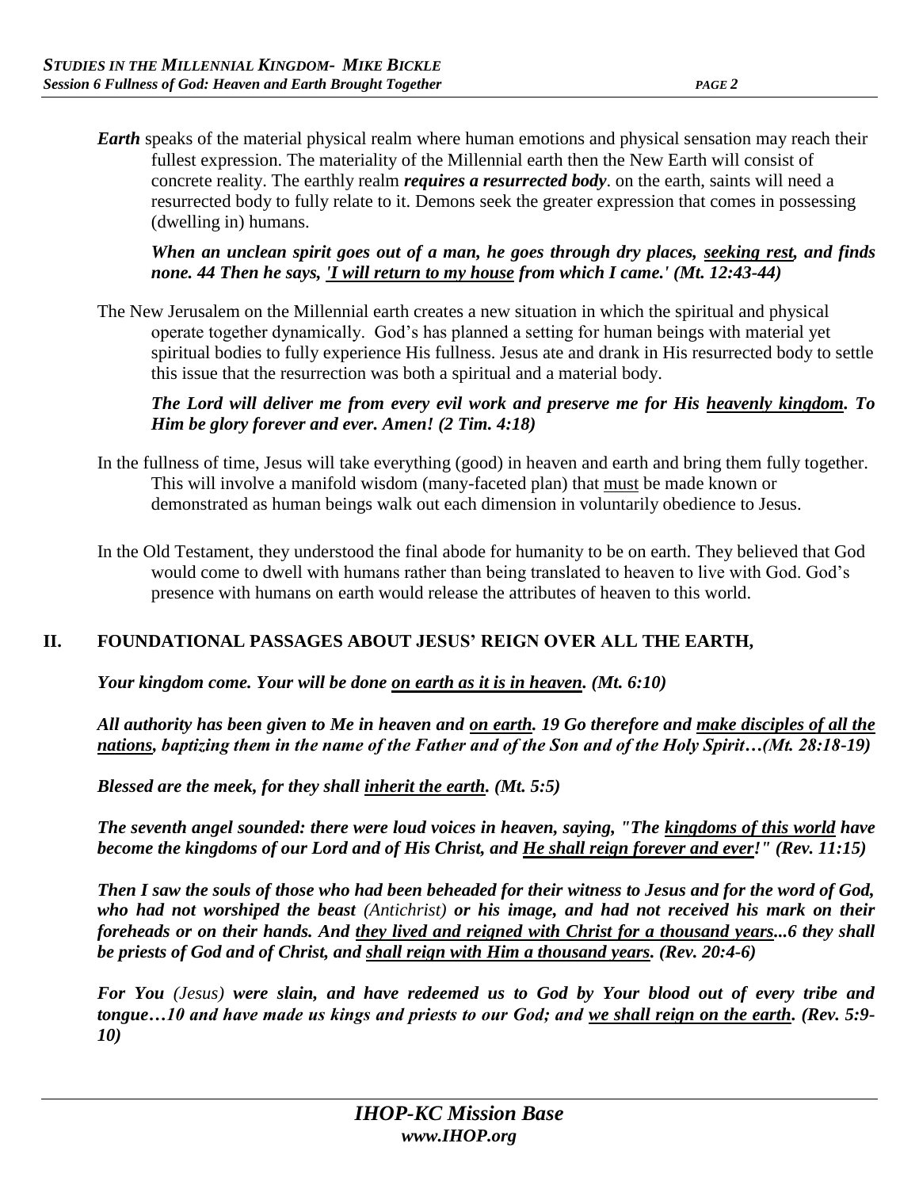***Earth*** speaks of the material physical realm where human emotions and physical sensation may reach their fullest expression. The materiality of the Millennial earth then the New Earth will consist of concrete reality. The earthly realm ***requires a resurrected body***. on the earth, saints will need a resurrected body to fully relate to it. Demons seek the greater expression that comes in possessing (dwelling in) humans.

***When an unclean spirit goes out of a man, he goes through dry places, <u>seeking rest</u>, and finds none. 44 Then he says, <u>'I will return to my house</u> from which I came.' (Mt. 12:43-44)***

The New Jerusalem on the Millennial earth creates a new situation in which the spiritual and physical operate together dynamically. God's has planned a setting for human beings with material yet spiritual bodies to fully experience His fullness. Jesus ate and drank in His resurrected body to settle this issue that the resurrection was both a spiritual and a material body.

***The Lord will deliver me from every evil work and preserve me for His <u>heavenly kingdom</u>. To Him be glory forever and ever. Amen! (2 Tim. 4:18)***

In the fullness of time, Jesus will take everything (good) in heaven and earth and bring them fully together. This will involve a manifold wisdom (many-faceted plan) that <u>must</u> be made known or demonstrated as human beings walk out each dimension in voluntarily obedience to Jesus.

In the Old Testament, they understood the final abode for humanity to be on earth. They believed that God would come to dwell with humans rather than being translated to heaven to live with God. God's presence with humans on earth would release the attributes of heaven to this world.

## II. FOUNDATIONAL PASSAGES ABOUT JESUS' REIGN OVER ALL THE EARTH,

***Your kingdom come. Your will be done <u>on earth as it is in heaven</u>. (Mt. 6:10)***

***All authority has been given to Me in heaven and <u>on earth</u>. 19 Go therefore and <u>make disciples of all the nations</u>, baptizing them in the name of the Father and of the Son and of the Holy Spirit…(Mt. 28:18-19)***

***Blessed are the meek, for they shall <u>inherit the earth</u>. (Mt. 5:5)***

***The seventh angel sounded: there were loud voices in heaven, saying, "The <u>kingdoms of this world</u> have become the kingdoms of our Lord and of His Christ, and <u>He shall reign forever and ever</u>!" (Rev. 11:15)***

***Then I saw the souls of those who had been beheaded for their witness to Jesus and for the word of God, who had not worshiped the beast*** *(Antichrist)* ***or his image, and had not received his mark on their foreheads or on their hands. And <u>they lived and reigned with Christ for a thousand years</u>...6 they shall be priests of God and of Christ, and <u>shall reign with Him a thousand years</u>. (Rev. 20:4-6)***

***For You*** *(Jesus)* ***were slain, and have redeemed us to God by Your blood out of every tribe and tongue…10 and have made us kings and priests to our God; and <u>we shall reign on the earth</u>. (Rev. 5:9-10)***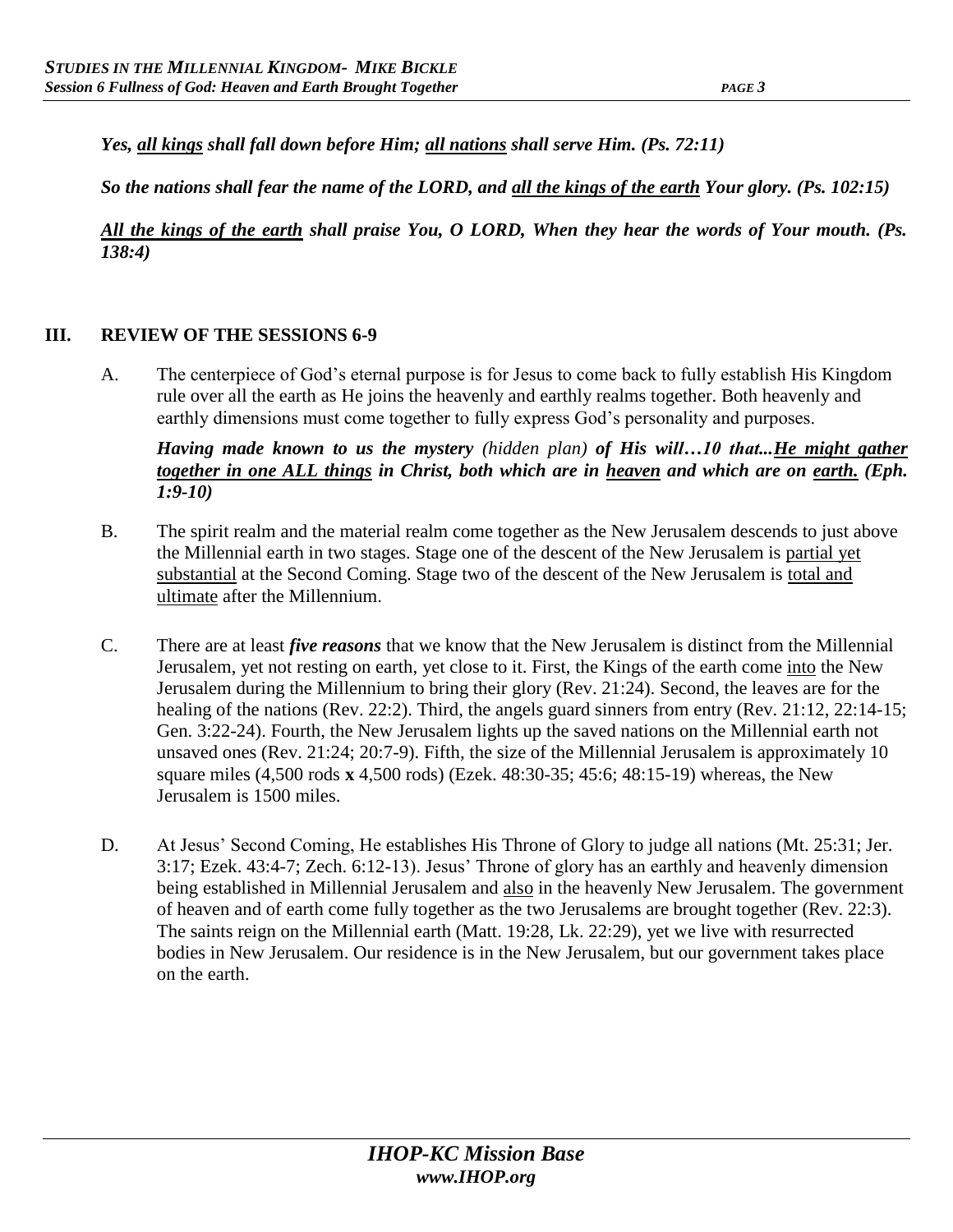***Yes, <u>all kings</u> shall fall down before Him; <u>all nations</u> shall serve Him. (Ps. 72:11)***

***So the nations shall fear the name of the LORD, and <u>all the kings of the earth</u> Your glory. (Ps. 102:15)***

***<u>All the kings of the earth</u> shall praise You, O LORD, When they hear the words of Your mouth. (Ps. 138:4)***

## III. REVIEW OF THE SESSIONS 6-9

A. The centerpiece of God's eternal purpose is for Jesus to come back to fully establish His Kingdom rule over all the earth as He joins the heavenly and earthly realms together. Both heavenly and earthly dimensions must come together to fully express God's personality and purposes.

***Having made known to us the mystery** (hidden plan) **of His will…10 that...<u>He might gather together in one ALL things</u> in Christ, both which are in <u>heaven</u> and which are on <u>earth.</u> (Eph. 1:9-10)***

B. The spirit realm and the material realm come together as the New Jerusalem descends to just above the Millennial earth in two stages. Stage one of the descent of the New Jerusalem is <u>partial yet substantial</u> at the Second Coming. Stage two of the descent of the New Jerusalem is <u>total and ultimate</u> after the Millennium.

C. There are at least ***five reasons*** that we know that the New Jerusalem is distinct from the Millennial Jerusalem, yet not resting on earth, yet close to it. First, the Kings of the earth come <u>into</u> the New Jerusalem during the Millennium to bring their glory (Rev. 21:24). Second, the leaves are for the healing of the nations (Rev. 22:2). Third, the angels guard sinners from entry (Rev. 21:12, 22:14-15; Gen. 3:22-24). Fourth, the New Jerusalem lights up the saved nations on the Millennial earth not unsaved ones (Rev. 21:24; 20:7-9). Fifth, the size of the Millennial Jerusalem is approximately 10 square miles (4,500 rods **x** 4,500 rods) (Ezek. 48:30-35; 45:6; 48:15-19) whereas, the New Jerusalem is 1500 miles.

D. At Jesus' Second Coming, He establishes His Throne of Glory to judge all nations (Mt. 25:31; Jer. 3:17; Ezek. 43:4-7; Zech. 6:12-13). Jesus' Throne of glory has an earthly and heavenly dimension being established in Millennial Jerusalem and <u>also</u> in the heavenly New Jerusalem. The government of heaven and of earth come fully together as the two Jerusalems are brought together (Rev. 22:3). The saints reign on the Millennial earth (Matt. 19:28, Lk. 22:29), yet we live with resurrected bodies in New Jerusalem. Our residence is in the New Jerusalem, but our government takes place on the earth.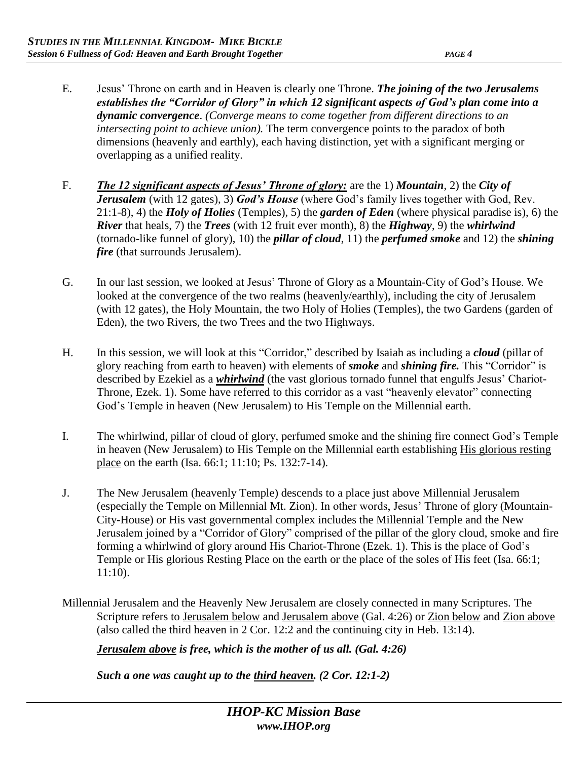E. Jesus' Throne on earth and in Heaven is clearly one Throne. ***The joining of the two Jerusalems establishes the "Corridor of Glory" in which 12 significant aspects of God's plan come into a dynamic convergence***. *(Converge means to come together from different directions to an intersecting point to achieve union).* The term convergence points to the paradox of both dimensions (heavenly and earthly), each having distinction, yet with a significant merging or overlapping as a unified reality.

F. ***The 12 significant aspects of Jesus' Throne of glory:*** are the 1) ***Mountain***, 2) the ***City of Jerusalem*** (with 12 gates), 3) ***God's House*** (where God's family lives together with God, Rev. 21:1-8), 4) the ***Holy of Holies*** (Temples), 5) the ***garden of Eden*** (where physical paradise is), 6) the ***River*** that heals, 7) the ***Trees*** (with 12 fruit ever month), 8) the ***Highway***, 9) the ***whirlwind*** (tornado-like funnel of glory), 10) the ***pillar of cloud***, 11) the ***perfumed smoke*** and 12) the ***shining fire*** (that surrounds Jerusalem).

G. In our last session, we looked at Jesus' Throne of Glory as a Mountain-City of God's House. We looked at the convergence of the two realms (heavenly/earthly), including the city of Jerusalem (with 12 gates), the Holy Mountain, the two Holy of Holies (Temples), the two Gardens (garden of Eden), the two Rivers, the two Trees and the two Highways.

H. In this session, we will look at this "Corridor," described by Isaiah as including a ***cloud*** (pillar of glory reaching from earth to heaven) with elements of ***smoke*** and ***shining fire.*** This "Corridor" is described by Ezekiel as a ***whirlwind*** (the vast glorious tornado funnel that engulfs Jesus' Chariot-Throne, Ezek. 1). Some have referred to this corridor as a vast "heavenly elevator" connecting God's Temple in heaven (New Jerusalem) to His Temple on the Millennial earth.

I. The whirlwind, pillar of cloud of glory, perfumed smoke and the shining fire connect God's Temple in heaven (New Jerusalem) to His Temple on the Millennial earth establishing His glorious resting place on the earth (Isa. 66:1; 11:10; Ps. 132:7-14).

J. The New Jerusalem (heavenly Temple) descends to a place just above Millennial Jerusalem (especially the Temple on Millennial Mt. Zion). In other words, Jesus' Throne of glory (Mountain-City-House) or His vast governmental complex includes the Millennial Temple and the New Jerusalem joined by a "Corridor of Glory" comprised of the pillar of the glory cloud, smoke and fire forming a whirlwind of glory around His Chariot-Throne (Ezek. 1). This is the place of God's Temple or His glorious Resting Place on the earth or the place of the soles of His feet (Isa. 66:1; 11:10).

Millennial Jerusalem and the Heavenly New Jerusalem are closely connected in many Scriptures. The Scripture refers to Jerusalem below and Jerusalem above (Gal. 4:26) or Zion below and Zion above (also called the third heaven in 2 Cor. 12:2 and the continuing city in Heb. 13:14).

***Jerusalem above is free, which is the mother of us all. (Gal. 4:26)***

***Such a one was caught up to the third heaven. (2 Cor. 12:1-2)***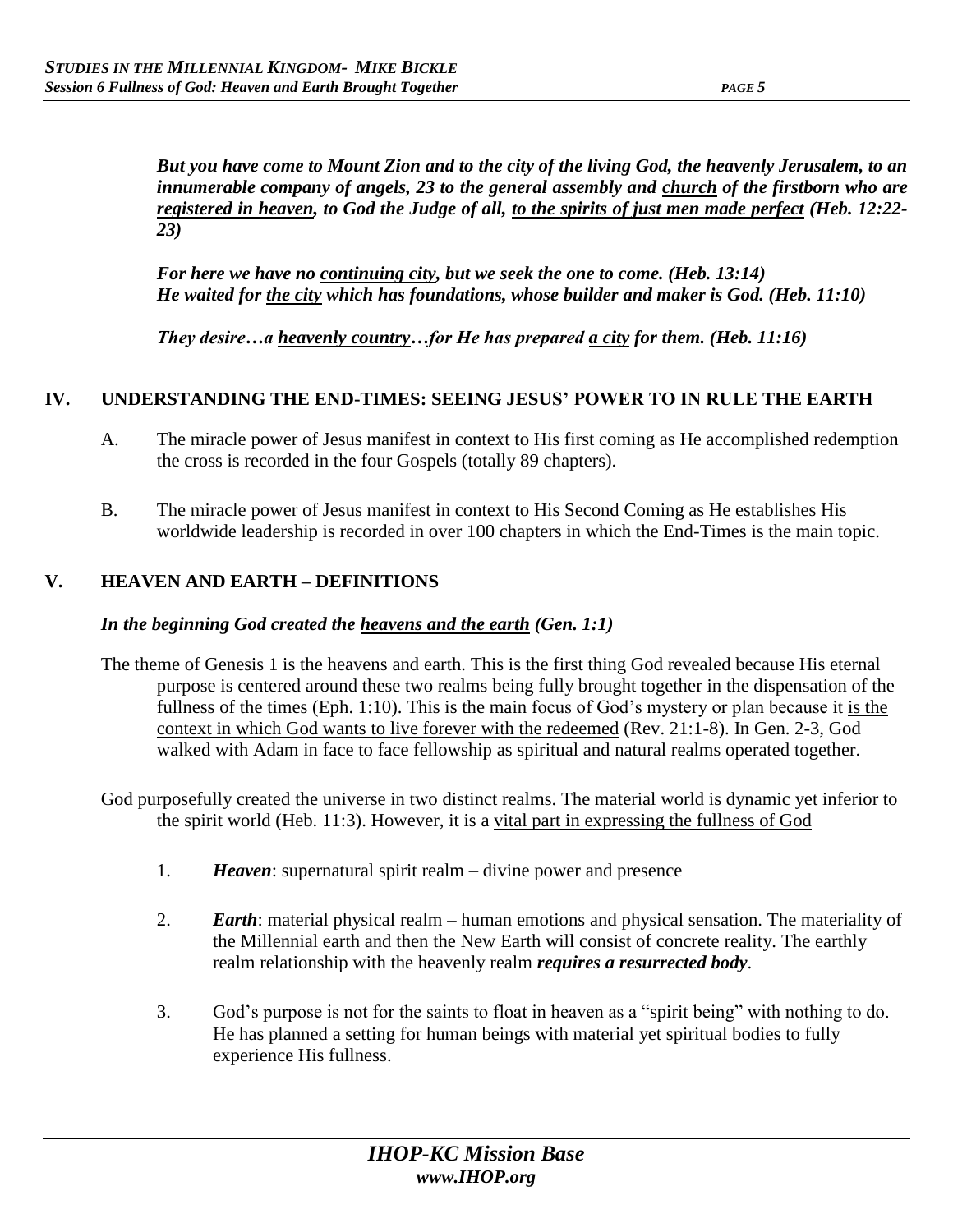*But you have come to Mount Zion and to the city of the living God, the heavenly Jerusalem, to an innumerable company of angels, 23 to the general assembly and church of the firstborn who are registered in heaven, to God the Judge of all, to the spirits of just men made perfect (Heb. 12:22-23)*

*For here we have no continuing city, but we seek the one to come. (Heb. 13:14)*
*He waited for the city which has foundations, whose builder and maker is God. (Heb. 11:10)*

*They desire…a heavenly country…for He has prepared a city for them. (Heb. 11:16)*

## IV. UNDERSTANDING THE END-TIMES: SEEING JESUS' POWER TO IN RULE THE EARTH

A. The miracle power of Jesus manifest in context to His first coming as He accomplished redemption the cross is recorded in the four Gospels (totally 89 chapters).

B. The miracle power of Jesus manifest in context to His Second Coming as He establishes His worldwide leadership is recorded in over 100 chapters in which the End-Times is the main topic.

## V. HEAVEN AND EARTH – DEFINITIONS

***In the beginning God created the heavens and the earth (Gen. 1:1)***

The theme of Genesis 1 is the heavens and earth. This is the first thing God revealed because His eternal purpose is centered around these two realms being fully brought together in the dispensation of the fullness of the times (Eph. 1:10). This is the main focus of God's mystery or plan because it is the context in which God wants to live forever with the redeemed (Rev. 21:1-8). In Gen. 2-3, God walked with Adam in face to face fellowship as spiritual and natural realms operated together.

God purposefully created the universe in two distinct realms. The material world is dynamic yet inferior to the spirit world (Heb. 11:3). However, it is a vital part in expressing the fullness of God

1. ***Heaven***: supernatural spirit realm – divine power and presence

2. ***Earth***: material physical realm – human emotions and physical sensation. The materiality of the Millennial earth and then the New Earth will consist of concrete reality. The earthly realm relationship with the heavenly realm ***requires a resurrected body***.

3. God's purpose is not for the saints to float in heaven as a "spirit being" with nothing to do. He has planned a setting for human beings with material yet spiritual bodies to fully experience His fullness.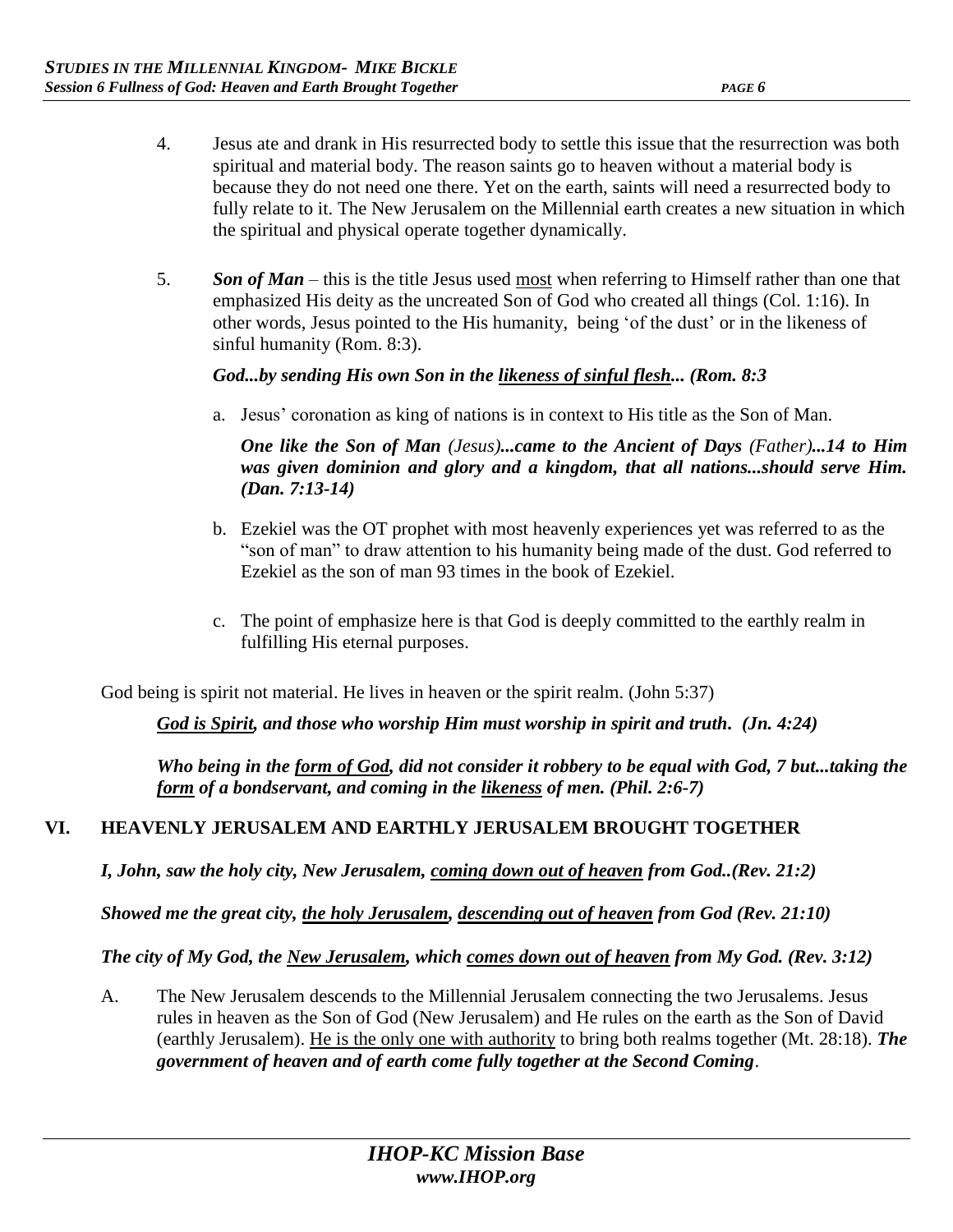4. Jesus ate and drank in His resurrected body to settle this issue that the resurrection was both spiritual and material body. The reason saints go to heaven without a material body is because they do not need one there. Yet on the earth, saints will need a resurrected body to fully relate to it. The New Jerusalem on the Millennial earth creates a new situation in which the spiritual and physical operate together dynamically.

5. ***Son of Man*** – this is the title Jesus used <u>most</u> when referring to Himself rather than one that emphasized His deity as the uncreated Son of God who created all things (Col. 1:16). In other words, Jesus pointed to the His humanity, being 'of the dust' or in the likeness of sinful humanity (Rom. 8:3).

   ***God...by sending His own Son in the <u>likeness of sinful flesh</u>... (Rom. 8:3***

   a. Jesus' coronation as king of nations is in context to His title as the Son of Man.

      ***One like the Son of Man** (Jesus)**...came to the Ancient of Days** (Father)**...14 to Him was given dominion and glory and a kingdom, that all nations...should serve Him. (Dan. 7:13-14)***

   b. Ezekiel was the OT prophet with most heavenly experiences yet was referred to as the "son of man" to draw attention to his humanity being made of the dust. God referred to Ezekiel as the son of man 93 times in the book of Ezekiel.

   c. The point of emphasize here is that God is deeply committed to the earthly realm in fulfilling His eternal purposes.

God being is spirit not material. He lives in heaven or the spirit realm. (John 5:37)

***<u>God is Spirit</u>, and those who worship Him must worship in spirit and truth. (Jn. 4:24)***

***Who being in the <u>form of God</u>, did not consider it robbery to be equal with God, 7 but...taking the <u>form</u> of a bondservant, and coming in the <u>likeness</u> of men. (Phil. 2:6-7)***

## VI. HEAVENLY JERUSALEM AND EARTHLY JERUSALEM BROUGHT TOGETHER

***I, John, saw the holy city, New Jerusalem, <u>coming down out of heaven</u> from God..(Rev. 21:2)***

***Showed me the great city, <u>the holy Jerusalem</u>, <u>descending out of heaven</u> from God (Rev. 21:10)***

***The city of My God, the <u>New Jerusalem</u>, which <u>comes down out of heaven</u> from My God. (Rev. 3:12)***

A. The New Jerusalem descends to the Millennial Jerusalem connecting the two Jerusalems. Jesus rules in heaven as the Son of God (New Jerusalem) and He rules on the earth as the Son of David (earthly Jerusalem). <u>He is the only one with authority</u> to bring both realms together (Mt. 28:18). ***The government of heaven and of earth come fully together at the Second Coming***.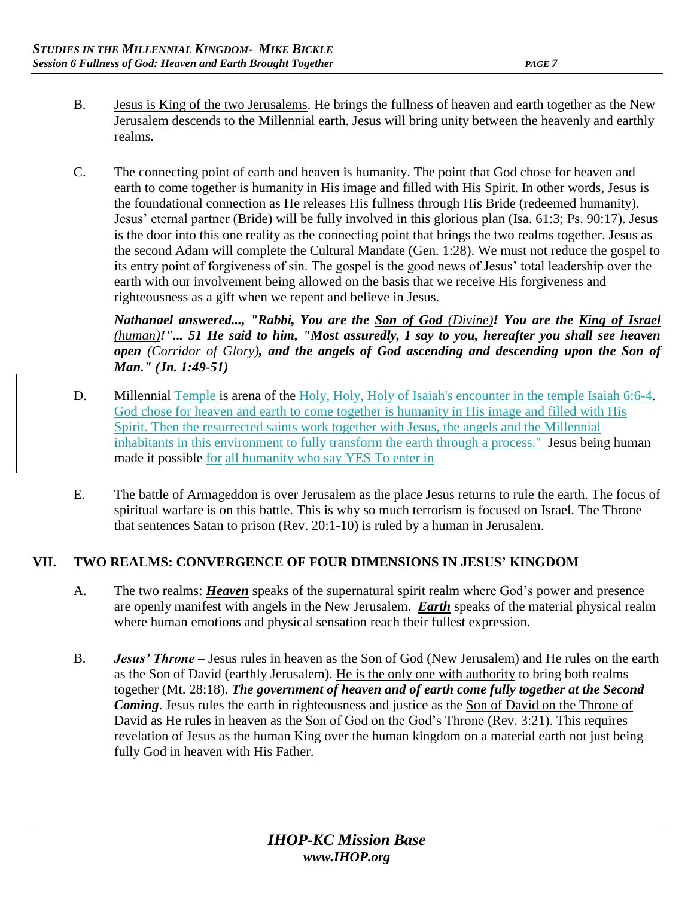B. Jesus is King of the two Jerusalems. He brings the fullness of heaven and earth together as the New Jerusalem descends to the Millennial earth. Jesus will bring unity between the heavenly and earthly realms.

C. The connecting point of earth and heaven is humanity. The point that God chose for heaven and earth to come together is humanity in His image and filled with His Spirit. In other words, Jesus is the foundational connection as He releases His fullness through His Bride (redeemed humanity). Jesus' eternal partner (Bride) will be fully involved in this glorious plan (Isa. 61:3; Ps. 90:17). Jesus is the door into this one reality as the connecting point that brings the two realms together. Jesus as the second Adam will complete the Cultural Mandate (Gen. 1:28). We must not reduce the gospel to its entry point of forgiveness of sin. The gospel is the good news of Jesus' total leadership over the earth with our involvement being allowed on the basis that we receive His forgiveness and righteousness as a gift when we repent and believe in Jesus.

***Nathanael answered..., "Rabbi, You are the Son of God** (Divine)**! You are the King of Israel** (human)**!"... 51 He said to him, "Most assuredly, I say to you, hereafter you shall see heaven open** (Corridor of Glory)**, and the angels of God ascending and descending upon the Son of Man." (Jn. 1:49-51)***

D. Millennial Temple is arena of the Holy, Holy, Holy of Isaiah's encounter in the temple Isaiah 6:6-4. God chose for heaven and earth to come together is humanity in His image and filled with His Spirit. Then the resurrected saints work together with Jesus, the angels and the Millennial inhabitants in this environment to fully transform the earth through a process." Jesus being human made it possible for all humanity who say YES To enter in

E. The battle of Armageddon is over Jerusalem as the place Jesus returns to rule the earth. The focus of spiritual warfare is on this battle. This is why so much terrorism is focused on Israel. The Throne that sentences Satan to prison (Rev. 20:1-10) is ruled by a human in Jerusalem.

## VII. TWO REALMS: CONVERGENCE OF FOUR DIMENSIONS IN JESUS' KINGDOM

A. The two realms: ***Heaven*** speaks of the supernatural spirit realm where God's power and presence are openly manifest with angels in the New Jerusalem. ***Earth*** speaks of the material physical realm where human emotions and physical sensation reach their fullest expression.

B. ***Jesus' Throne –*** Jesus rules in heaven as the Son of God (New Jerusalem) and He rules on the earth as the Son of David (earthly Jerusalem). He is the only one with authority to bring both realms together (Mt. 28:18). ***The government of heaven and of earth come fully together at the Second Coming***. Jesus rules the earth in righteousness and justice as the Son of David on the Throne of David as He rules in heaven as the Son of God on the God's Throne (Rev. 3:21). This requires revelation of Jesus as the human King over the human kingdom on a material earth not just being fully God in heaven with His Father.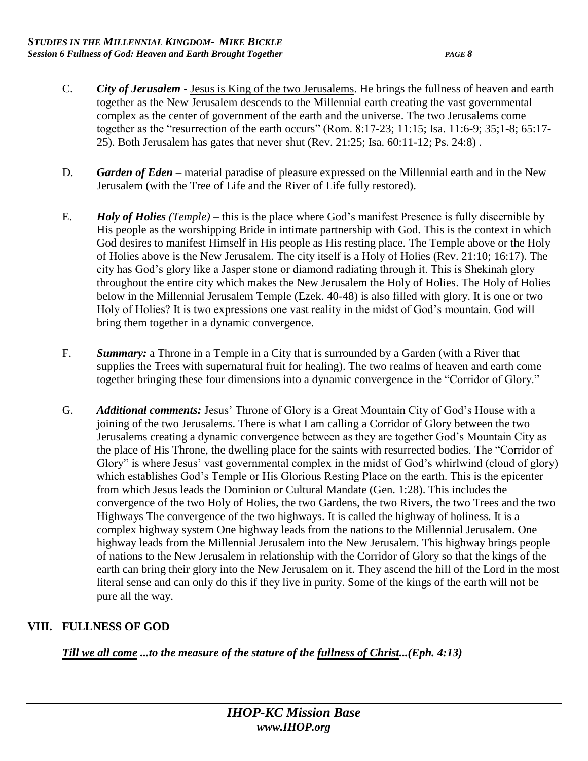C. ***City of Jerusalem*** - Jesus is King of the two Jerusalems. He brings the fullness of heaven and earth together as the New Jerusalem descends to the Millennial earth creating the vast governmental complex as the center of government of the earth and the universe. The two Jerusalems come together as the "resurrection of the earth occurs" (Rom. 8:17-23; 11:15; Isa. 11:6-9; 35;1-8; 65:17-25). Both Jerusalem has gates that never shut (Rev. 21:25; Isa. 60:11-12; Ps. 24:8) .

D. ***Garden of Eden*** – material paradise of pleasure expressed on the Millennial earth and in the New Jerusalem (with the Tree of Life and the River of Life fully restored).

E. ***Holy of Holies*** *(Temple)* – this is the place where God's manifest Presence is fully discernible by His people as the worshipping Bride in intimate partnership with God. This is the context in which God desires to manifest Himself in His people as His resting place. The Temple above or the Holy of Holies above is the New Jerusalem. The city itself is a Holy of Holies (Rev. 21:10; 16:17). The city has God's glory like a Jasper stone or diamond radiating through it. This is Shekinah glory throughout the entire city which makes the New Jerusalem the Holy of Holies. The Holy of Holies below in the Millennial Jerusalem Temple (Ezek. 40-48) is also filled with glory. It is one or two Holy of Holies? It is two expressions one vast reality in the midst of God's mountain. God will bring them together in a dynamic convergence.

F. ***Summary:*** a Throne in a Temple in a City that is surrounded by a Garden (with a River that supplies the Trees with supernatural fruit for healing). The two realms of heaven and earth come together bringing these four dimensions into a dynamic convergence in the "Corridor of Glory."

G. ***Additional comments:*** Jesus' Throne of Glory is a Great Mountain City of God's House with a joining of the two Jerusalems. There is what I am calling a Corridor of Glory between the two Jerusalems creating a dynamic convergence between as they are together God's Mountain City as the place of His Throne, the dwelling place for the saints with resurrected bodies. The "Corridor of Glory" is where Jesus' vast governmental complex in the midst of God's whirlwind (cloud of glory) which establishes God's Temple or His Glorious Resting Place on the earth. This is the epicenter from which Jesus leads the Dominion or Cultural Mandate (Gen. 1:28). This includes the convergence of the two Holy of Holies, the two Gardens, the two Rivers, the two Trees and the two Highways The convergence of the two highways. It is called the highway of holiness. It is a complex highway system One highway leads from the nations to the Millennial Jerusalem. One highway leads from the Millennial Jerusalem into the New Jerusalem. This highway brings people of nations to the New Jerusalem in relationship with the Corridor of Glory so that the kings of the earth can bring their glory into the New Jerusalem on it. They ascend the hill of the Lord in the most literal sense and can only do this if they live in purity. Some of the kings of the earth will not be pure all the way.

## VIII. FULLNESS OF GOD

***Till we all come ...to the measure of the stature of the fullness of Christ...(Eph. 4:13)***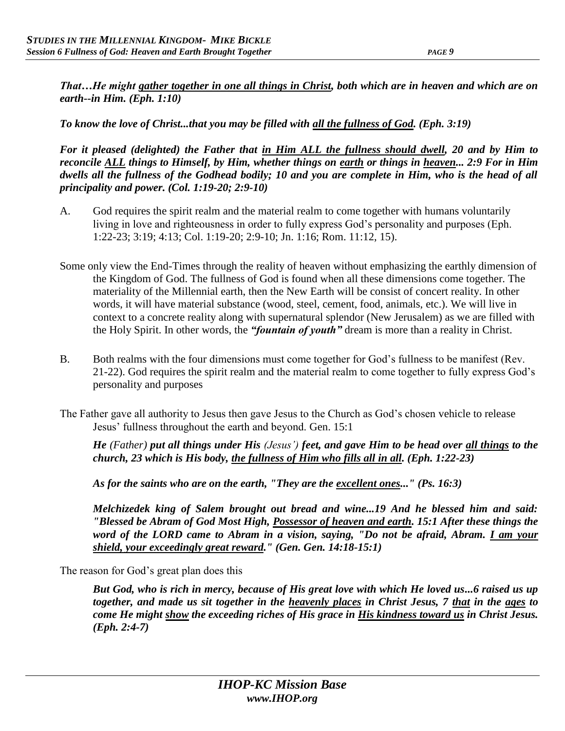***That…He might <u>gather together in one all things in Christ</u>, both which are in heaven and which are on earth--in Him. (Eph. 1:10)***

***To know the love of Christ...that you may be filled with <u>all the fullness of God</u>. (Eph. 3:19)***

***For it pleased (delighted) the Father that <u>in Him ALL the fullness should dwell</u>, 20 and by Him to reconcile <u>ALL</u> things to Himself, by Him, whether things on <u>earth</u> or things in <u>heaven</u>... 2:9 For in Him dwells all the fullness of the Godhead bodily; 10 and you are complete in Him, who is the head of all principality and power. (Col. 1:19-20; 2:9-10)***

A. God requires the spirit realm and the material realm to come together with humans voluntarily living in love and righteousness in order to fully express God's personality and purposes (Eph. 1:22-23; 3:19; 4:13; Col. 1:19-20; 2:9-10; Jn. 1:16; Rom. 11:12, 15).

Some only view the End-Times through the reality of heaven without emphasizing the earthly dimension of the Kingdom of God. The fullness of God is found when all these dimensions come together. The materiality of the Millennial earth, then the New Earth will be consist of concert reality. In other words, it will have material substance (wood, steel, cement, food, animals, etc.). We will live in context to a concrete reality along with supernatural splendor (New Jerusalem) as we are filled with the Holy Spirit. In other words, the ***"fountain of youth"*** dream is more than a reality in Christ.

B. Both realms with the four dimensions must come together for God's fullness to be manifest (Rev. 21-22). God requires the spirit realm and the material realm to come together to fully express God's personality and purposes

The Father gave all authority to Jesus then gave Jesus to the Church as God's chosen vehicle to release Jesus' fullness throughout the earth and beyond. Gen. 15:1

> ***He*** *(Father)* ***put all things under His*** *(Jesus')* ***feet, and gave Him to be head over <u>all things</u> to the church, 23 which is His body, <u>the fullness of Him who fills all in all</u>. (Eph. 1:22-23)***
>
> ***As for the saints who are on the earth, "They are the <u>excellent ones</u>..." (Ps. 16:3)***
>
> ***Melchizedek king of Salem brought out bread and wine...19 And he blessed him and said: "Blessed be Abram of God Most High, <u>Possessor of heaven and earth</u>. 15:1 After these things the word of the LORD came to Abram in a vision, saying, "Do not be afraid, Abram. <u>I am your shield, your exceedingly great reward</u>." (Gen. Gen. 14:18-15:1)***

The reason for God's great plan does this

> ***But God, who is rich in mercy, because of His great love with which He loved us...6 raised us up together, and made us sit together in the <u>heavenly places</u> in Christ Jesus, 7 <u>that</u> in the <u>ages</u> to come He might <u>show</u> the exceeding riches of His grace in <u>His kindness toward us</u> in Christ Jesus. (Eph. 2:4-7)***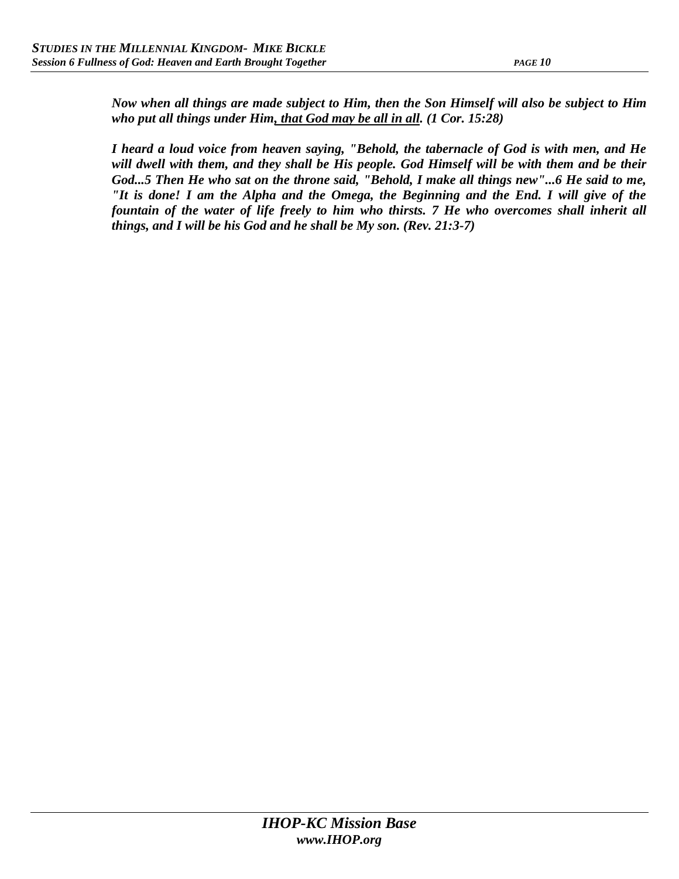***Now when all things are made subject to Him, then the Son Himself will also be subject to Him who put all things under Him, <u>that God may be all in all</u>. (1 Cor. 15:28)***

***I heard a loud voice from heaven saying, "Behold, the tabernacle of God is with men, and He will dwell with them, and they shall be His people. God Himself will be with them and be their God...5 Then He who sat on the throne said, "Behold, I make all things new"...6 He said to me, "It is done! I am the Alpha and the Omega, the Beginning and the End. I will give of the fountain of the water of life freely to him who thirsts. 7 He who overcomes shall inherit all things, and I will be his God and he shall be My son. (Rev. 21:3-7)***